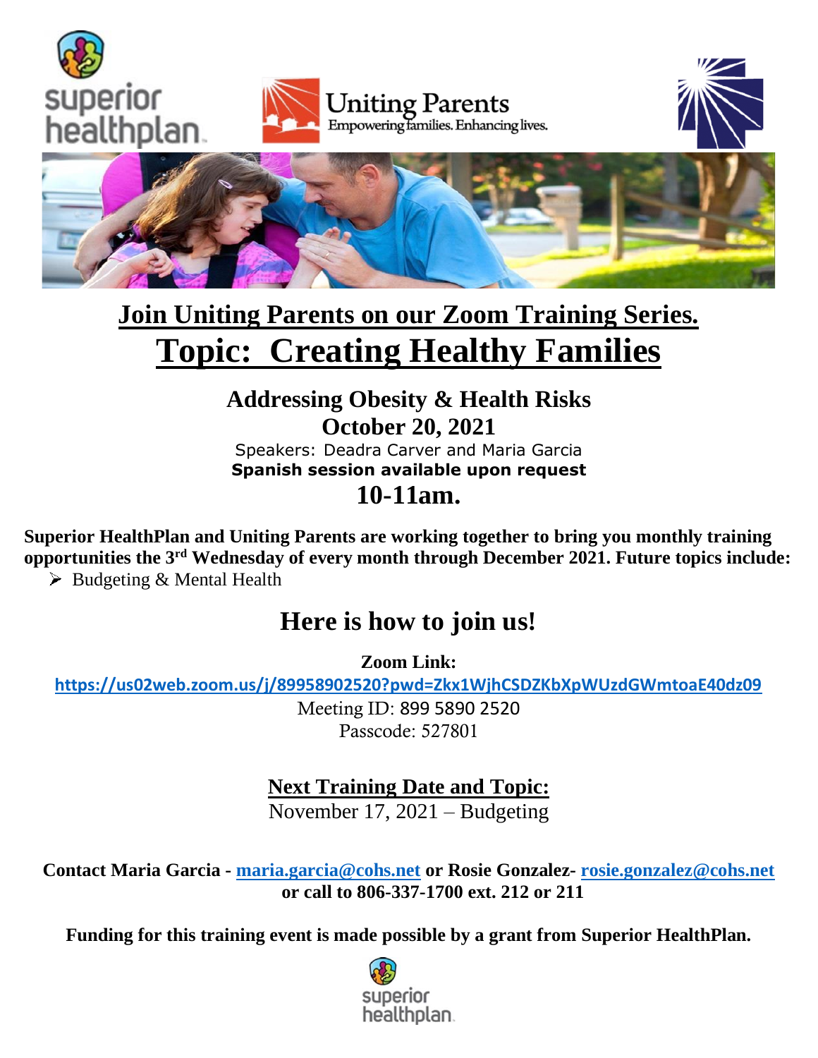Uniting Parents
Empowering families. Enhancing lives.

# Join Uniting Parents on our Zoom Training Series.

# Topic: Creating Healthy Families

## Addressing Obesity & Health Risks

## October 20, 2021

Speakers: Deadra Carver and Maria Garcia

**Spanish session available upon request**

## 10-11am.

**Superior HealthPlan and Uniting Parents are working together to bring you monthly training opportunities the 3rd Wednesday of every month through December 2021. Future topics include:**

- Budgeting & Mental Health

## Here is how to join us!

**Zoom Link:**

**https://us02web.zoom.us/j/89958902520?pwd=Zkx1WjhCSDZKbXpWUzdGWmtoaE40dz09**

Meeting ID: 899 5890 2520

Passcode: 527801

**Next Training Date and Topic:**

November 17, 2021 – Budgeting

**Contact Maria Garcia - maria.garcia@cohs.net or Rosie Gonzalez- rosie.gonzalez@cohs.net or call to 806-337-1700 ext. 212 or 211**

**Funding for this training event is made possible by a grant from Superior HealthPlan.**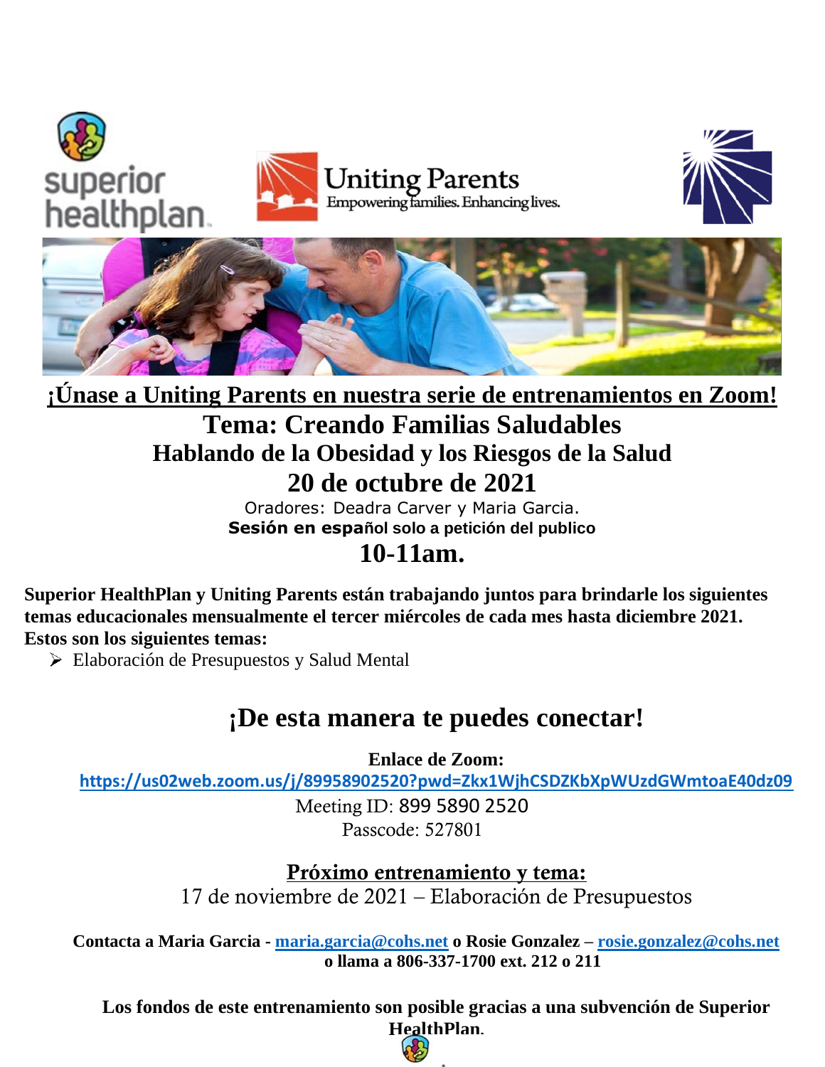superior healthplan

Uniting Parents
Empowering families. Enhancing lives.

## ¡Únase a Uniting Parents en nuestra serie de entrenamientos en Zoom!

# Tema: Creando Familias Saludables

## Hablando de la Obesidad y los Riesgos de la Salud

## 20 de octubre de 2021

Oradores: Deadra Carver y Maria Garcia.

**Sesión en español solo a petición del publico**

## 10-11am.

**Superior HealthPlan y Uniting Parents están trabajando juntos para brindarle los siguientes temas educacionales mensualmente el tercer miércoles de cada mes hasta diciembre 2021. Estos son los siguientes temas:**

- Elaboración de Presupuestos y Salud Mental

## ¡De esta manera te puedes conectar!

**Enlace de Zoom:**

https://us02web.zoom.us/j/89958902520?pwd=Zkx1WjhCSDZKbXpWUzdGWmtoaE40dz09

Meeting ID: 899 5890 2520

Passcode: 527801

**Próximo entrenamiento y tema:**

17 de noviembre de 2021 – Elaboración de Presupuestos

**Contacta a Maria Garcia - maria.garcia@cohs.net o Rosie Gonzalez – rosie.gonzalez@cohs.net o llama a 806-337-1700 ext. 212 o 211**

**Los fondos de este entrenamiento son posible gracias a una subvención de Superior HealthPlan.**